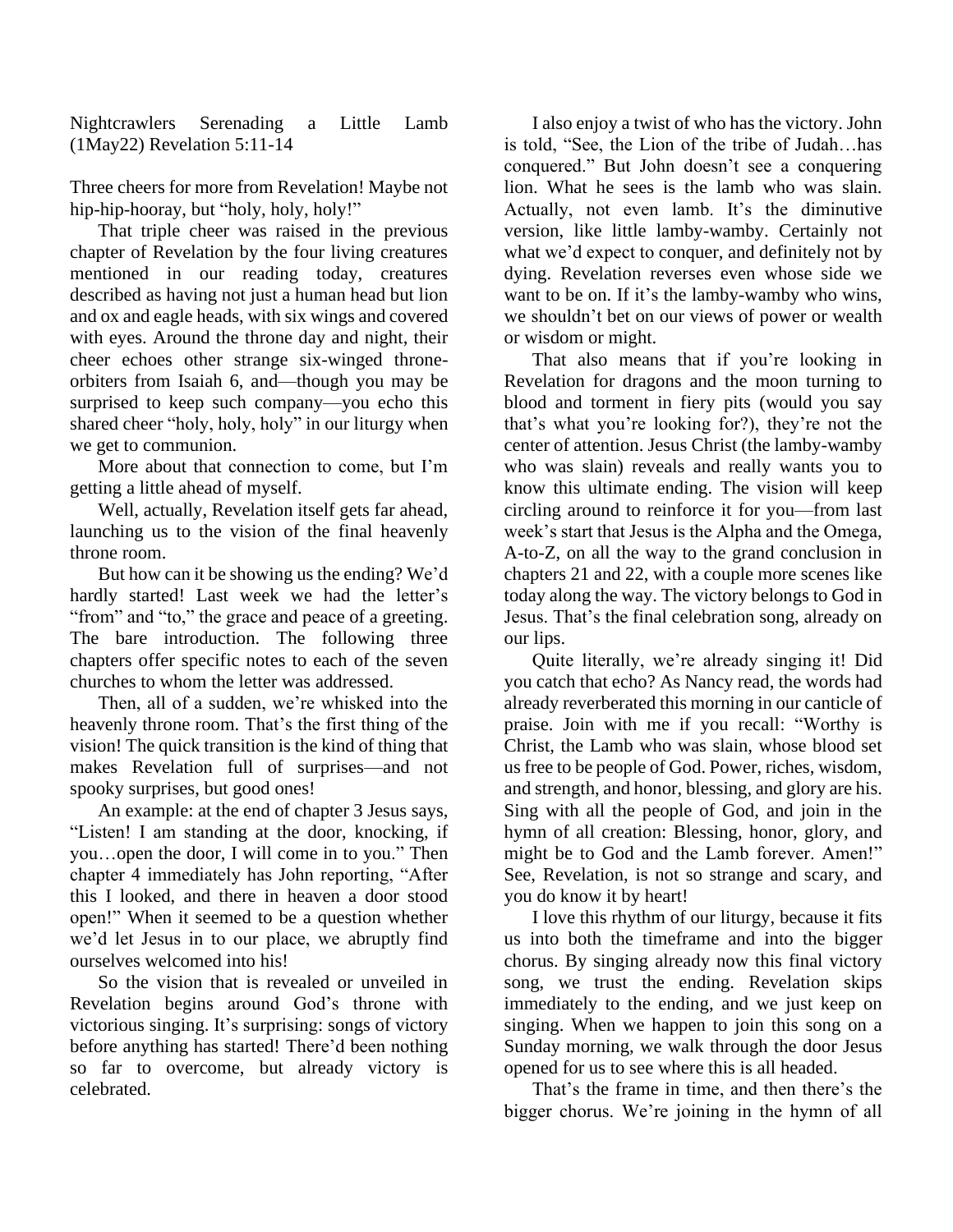Nightcrawlers Serenading a Little Lamb (1May22) Revelation 5:11-14

Three cheers for more from Revelation! Maybe not hip-hip-hooray, but "holy, holy, holy!"

That triple cheer was raised in the previous chapter of Revelation by the four living creatures mentioned in our reading today, creatures described as having not just a human head but lion and ox and eagle heads, with six wings and covered with eyes. Around the throne day and night, their cheer echoes other strange six-winged throne-orbiters from Isaiah 6, and—though you may be surprised to keep such company—you echo this shared cheer "holy, holy, holy" in our liturgy when we get to communion.

More about that connection to come, but I'm getting a little ahead of myself.

Well, actually, Revelation itself gets far ahead, launching us to the vision of the final heavenly throne room.

But how can it be showing us the ending? We'd hardly started! Last week we had the letter's "from" and "to," the grace and peace of a greeting. The bare introduction. The following three chapters offer specific notes to each of the seven churches to whom the letter was addressed.

Then, all of a sudden, we're whisked into the heavenly throne room. That's the first thing of the vision! The quick transition is the kind of thing that makes Revelation full of surprises—and not spooky surprises, but good ones!

An example: at the end of chapter 3 Jesus says, "Listen! I am standing at the door, knocking, if you…open the door, I will come in to you." Then chapter 4 immediately has John reporting, "After this I looked, and there in heaven a door stood open!" When it seemed to be a question whether we'd let Jesus in to our place, we abruptly find ourselves welcomed into his!

So the vision that is revealed or unveiled in Revelation begins around God's throne with victorious singing. It's surprising: songs of victory before anything has started! There'd been nothing so far to overcome, but already victory is celebrated.

I also enjoy a twist of who has the victory. John is told, "See, the Lion of the tribe of Judah…has conquered." But John doesn't see a conquering lion. What he sees is the lamb who was slain. Actually, not even lamb. It's the diminutive version, like little lamby-wamby. Certainly not what we'd expect to conquer, and definitely not by dying. Revelation reverses even whose side we want to be on. If it's the lamby-wamby who wins, we shouldn't bet on our views of power or wealth or wisdom or might.

That also means that if you're looking in Revelation for dragons and the moon turning to blood and torment in fiery pits (would you say that's what you're looking for?), they're not the center of attention. Jesus Christ (the lamby-wamby who was slain) reveals and really wants you to know this ultimate ending. The vision will keep circling around to reinforce it for you—from last week's start that Jesus is the Alpha and the Omega, A-to-Z, on all the way to the grand conclusion in chapters 21 and 22, with a couple more scenes like today along the way. The victory belongs to God in Jesus. That's the final celebration song, already on our lips.

Quite literally, we're already singing it! Did you catch that echo? As Nancy read, the words had already reverberated this morning in our canticle of praise. Join with me if you recall: "Worthy is Christ, the Lamb who was slain, whose blood set us free to be people of God. Power, riches, wisdom, and strength, and honor, blessing, and glory are his. Sing with all the people of God, and join in the hymn of all creation: Blessing, honor, glory, and might be to God and the Lamb forever. Amen!" See, Revelation, is not so strange and scary, and you do know it by heart!

I love this rhythm of our liturgy, because it fits us into both the timeframe and into the bigger chorus. By singing already now this final victory song, we trust the ending. Revelation skips immediately to the ending, and we just keep on singing. When we happen to join this song on a Sunday morning, we walk through the door Jesus opened for us to see where this is all headed.

That's the frame in time, and then there's the bigger chorus. We're joining in the hymn of all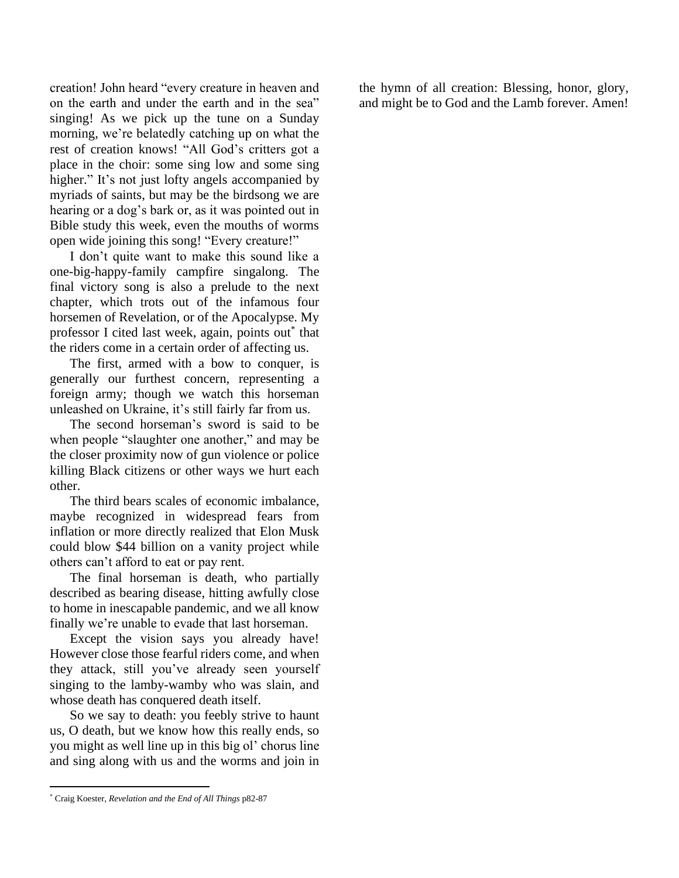creation! John heard "every creature in heaven and on the earth and under the earth and in the sea" singing! As we pick up the tune on a Sunday morning, we're belatedly catching up on what the rest of creation knows! "All God's critters got a place in the choir: some sing low and some sing higher." It's not just lofty angels accompanied by myriads of saints, but may be the birdsong we are hearing or a dog's bark or, as it was pointed out in Bible study this week, even the mouths of worms open wide joining this song! "Every creature!"

I don't quite want to make this sound like a one-big-happy-family campfire singalong. The final victory song is also a prelude to the next chapter, which trots out of the infamous four horsemen of Revelation, or of the Apocalypse. My professor I cited last week, again, points out* that the riders come in a certain order of affecting us.

The first, armed with a bow to conquer, is generally our furthest concern, representing a foreign army; though we watch this horseman unleashed on Ukraine, it's still fairly far from us.

The second horseman's sword is said to be when people "slaughter one another," and may be the closer proximity now of gun violence or police killing Black citizens or other ways we hurt each other.

The third bears scales of economic imbalance, maybe recognized in widespread fears from inflation or more directly realized that Elon Musk could blow $44 billion on a vanity project while others can't afford to eat or pay rent.

The final horseman is death, who partially described as bearing disease, hitting awfully close to home in inescapable pandemic, and we all know finally we're unable to evade that last horseman.

Except the vision says you already have! However close those fearful riders come, and when they attack, still you've already seen yourself singing to the lamby-wamby who was slain, and whose death has conquered death itself.

So we say to death: you feebly strive to haunt us, O death, but we know how this really ends, so you might as well line up in this big ol' chorus line and sing along with us and the worms and join in the hymn of all creation: Blessing, honor, glory, and might be to God and the Lamb forever. Amen!

---

* Craig Koester, *Revelation and the End of All Things* p82-87